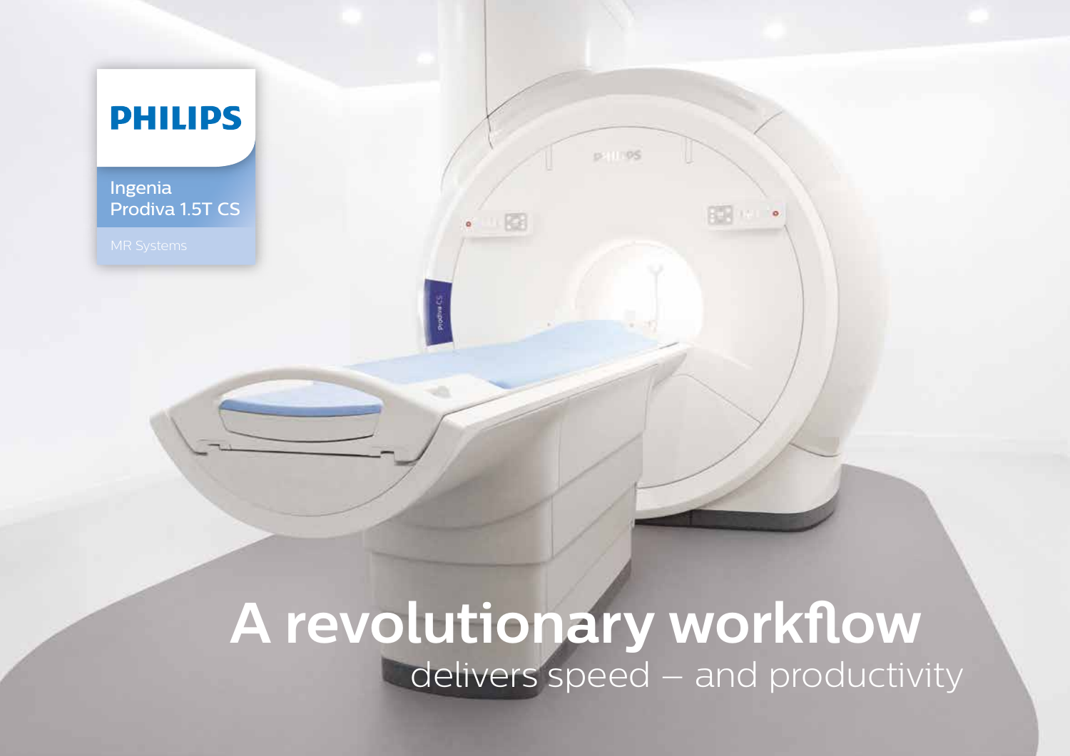PHILIPS

Ingenia
Prodiva 1.5T CS

MR Systems

# A revolutionary workflow

delivers speed – and productivity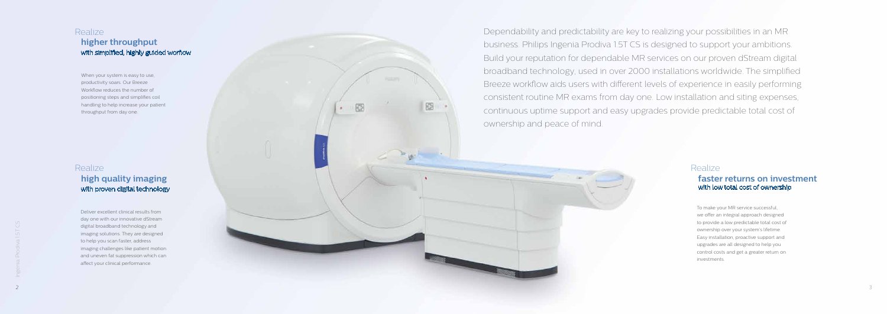## Realize
### higher throughput
with simplified, highly guided workflow

When your system is easy to use, productivity soars. Our Breeze Workflow reduces the number of positioning steps and simplifies coil handling to help increase your patient throughput from day one.

## Realize
### high quality imaging
with proven digital technology

Deliver excellent clinical results from day one with our innovative dStream digital broadband technology and imaging solutions. They are designed to help you scan faster, address imaging challenges like patient motion and uneven fat suppression which can affect your clinical performance.

Dependability and predictability are key to realizing your possibilities in an MR business. Philips Ingenia Prodiva 1.5T CS is designed to support your ambitions. Build your reputation for dependable MR services on our proven dStream digital broadband technology, used in over 2000 installations worldwide. The simplified Breeze workflow aids users with different levels of experience in easily performing consistent routine MR exams from day one. Low installation and siting expenses, continuous uptime support and easy upgrades provide predictable total cost of ownership and peace of mind.

## Realize
### faster returns on investment
with low total cost of ownership

To make your MR service successful, we offer an integral approach designed to provide a low predictable total cost of ownership over your system's lifetime. Easy installation, proactive support and upgrades are all designed to help you control costs and get a greater return on investments.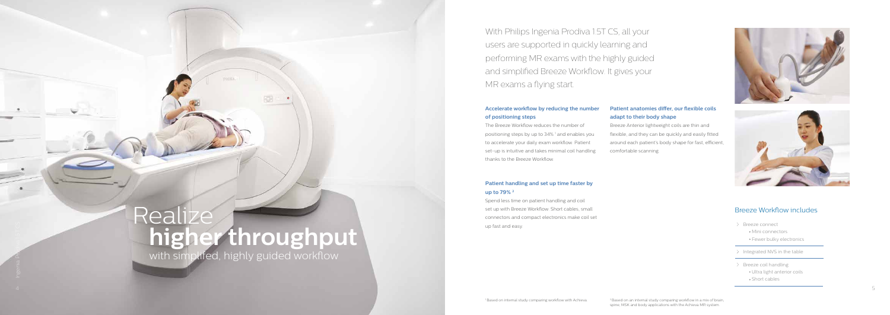# Realize **higher throughput**

with simplifed, highly guided workflow

With Philips Ingenia Prodiva 1.5T CS, all your users are supported in quickly learning and performing MR exams with the highly guided and simplified Breeze Workflow. It gives your MR exams a flying start.

### Accelerate workflow by reducing the number of positioning steps

The Breeze Workflow reduces the number of positioning steps by up to 34% [1] and enables you to accelerate your daily exam workflow. Patient set-up is intuitive and takes minimal coil handling thanks to the Breeze Workflow.

### Patient handling and set up time faster by up to 79% [2]

Spend less time on patient handling and coil set up with Breeze Workflow. Short cables, small connectors and compact electronics make coil set up fast and easy.

### Patient anatomies differ, our flexible coils adapt to their body shape

Breeze Anterior lightweight coils are thin and flexible, and they can be quickly and easily fitted around each patient's body shape for fast, efficient, comfortable scanning.

## Breeze Workflow includes

- Breeze connect
  - Mini connectors
  - Fewer bulky electronics
- Integrated NVS in the table
- Breeze coil handling
  - Ultra light anterior coils
  - Short cables

[1] Based on internal study comparing workflow with Achieva.

[2] Based on an internal study comparing workflow in a mix of brain, spine, MSK and body applications with the Achieva MR system.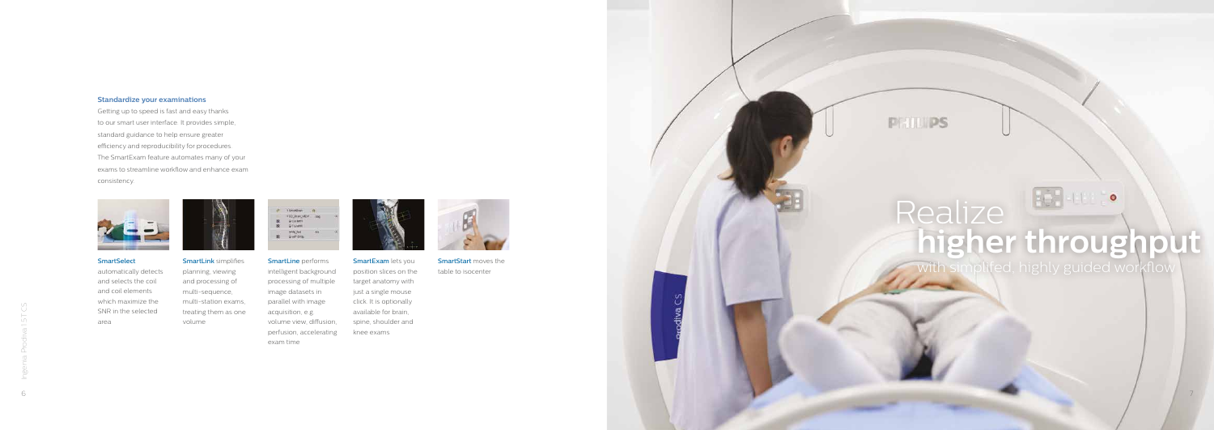## Standardize your examinations

Getting up to speed is fast and easy thanks to our smart user interface. It provides simple, standard guidance to help ensure greater efficiency and reproducibility for procedures. The SmartExam feature automates many of your exams to streamline workflow and enhance exam consistency

**SmartSelect** automatically detects and selects the coil and coil elements which maximize the SNR in the selected area

**SmartLink** simplifies planning, viewing and processing of multi-sequence, multi-station exams, treating them as one volume

**SmartLine** performs intelligent background processing of multiple image datasets in parallel with image acquisition, e.g. volume view, diffusion, perfusion, accelerating exam time

**SmartExam** lets you position slices on the target anatomy with just a single mouse click. It is optionally available for brain, spine, shoulder and knee exams

**SmartStart** moves the table to isocenter

# Realize **higher throughput**

with simplifed, highly guided workflow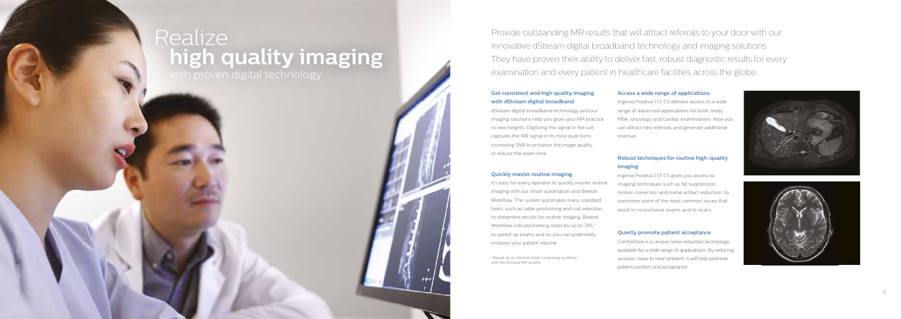# Realize **high quality imaging** with proven digital technology

Provide outstanding MR results that will attract referrals to your door with our innovative dStream digital broadband technology and imaging solutions. They have proven their ability to deliver fast, robust diagnostic results for every examination and every patient in healthcare facilities across the globe.

### Get consistent and high quality imaging with dStream digital broadband

dStream digital broadband technology and our imaging solutions help you grow your MR practice to new heights. Digitizing the signal in the coil captures the MR signal in its most pure form, increasing SNR to enhance the image quality or reduce the exam time.

### Quickly master routine imaging

It's easy for every operator to quickly master routine imaging with our smart automation and Breeze Workflow. The system automates many standard tasks, such as table positioning and coil selection, to streamline results for routine imaging. Breeze Workflow cuts positioning steps by up to 34%[1] to speed up exams and so you can potentially increase your patient volume.

[1] Based on an internal study comparing workflow with the Achieva MR system.

### Access a wide range of applications

Ingenia Prodiva 1.5T CS delivers access to a wide range of advanced applications for brain, body, MSK, oncology and cardiac examinations. Now you can attract new referrals and generate additional revenue.

### Robust techniques for routine high-quality imaging

Ingenia Prodiva 1.5T CS gives you access to imaging techniques such as fat suppression, motion correction and metal artifact reduction to overcome some of the most common issues that result in inconclusive exams and re-scans.

### Quietly promote patient acceptance

ComforTone is a unique noise reduction technology available for a wide range of applications. By reducing acoustic noise to near ambient, it will help promote patient comfort and acceptance.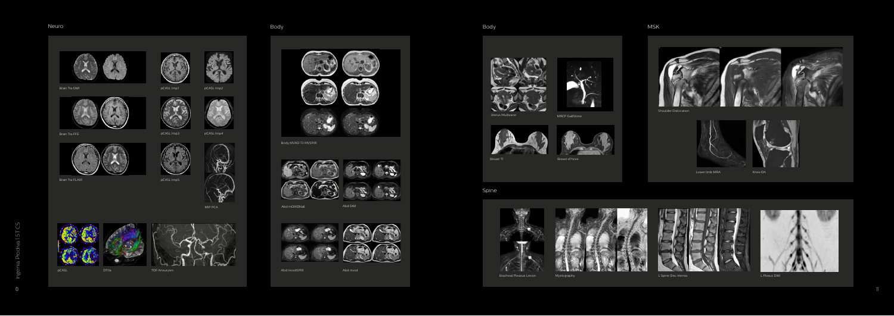## Neuro

Brain Tra DWI

pCASL Imp1

pCASL Imp2

Brain Tra FFE

pCASL Imp3

pCASL Imp4

Brain Tra FLAIR

pCASL Imp5

MIP PCA

pCASL

DTI3a

TOF Aneurysm

## Body

Body MVXD T2 MVSPIR

Abd mDIXONaB

Abd DWI

Abd mvxdSPIR

Abd mvxd

## Body

Uterus Multivane

MRCP GallStone

Breast T1

Breast sEThrive

## MSK

Shoulder Dislocation

Lower limb MRA

Knee OA

## Spine

Brachial Plexus Lesion

Myelography

L Spine Disc Hernia

L Plexus DWI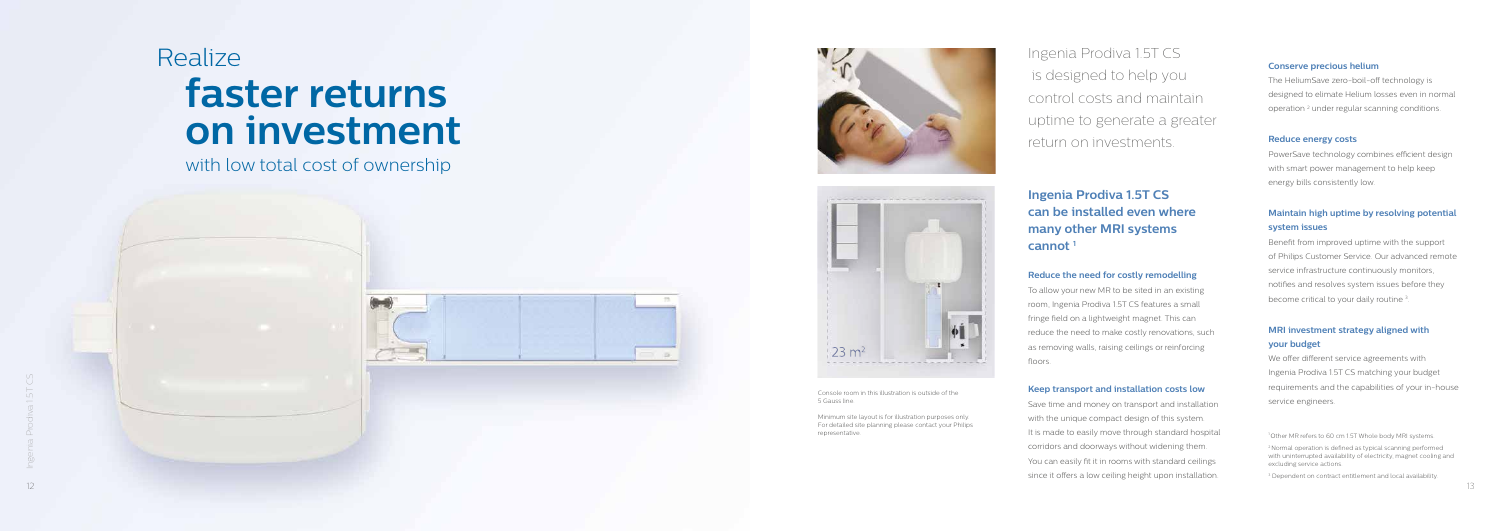# Realize **faster returns on investment**

with low total cost of ownership

23 m²

Console room in this illustration is outside of the 5 Gauss line.

Minimum site layout is for illustration purposes only. For detailed site planning please contact your Philips representative.

Ingenia Prodiva 1.5T CS is designed to help you control costs and maintain uptime to generate a greater return on investments.

## Ingenia Prodiva 1.5T CS can be installed even where many other MRI systems cannot [1]

**Reduce the need for costly remodelling**

To allow your new MR to be sited in an existing room, Ingenia Prodiva 1.5T CS features a small fringe field on a lightweight magnet. This can reduce the need to make costly renovations, such as removing walls, raising ceilings or reinforcing floors.

**Keep transport and installation costs low**

Save time and money on transport and installation with the unique compact design of this system. It is made to easily move through standard hospital corridors and doorways without widening them. You can easily fit it in rooms with standard ceilings since it offers a low ceiling height upon installation.

**Conserve precious helium**

The HeliumSave zero-boil-off technology is designed to elimate Helium losses even in normal operation [2] under regular scanning conditions.

**Reduce energy costs**

PowerSave technology combines efficient design with smart power management to help keep energy bills consistently low.

**Maintain high uptime by resolving potential system issues**

Benefit from improved uptime with the support of Philips Customer Service. Our advanced remote service infrastructure continuously monitors, notifies and resolves system issues before they become critical to your daily routine [3].

**MRI investment strategy aligned with your budget**

We offer different service agreements with Ingenia Prodiva 1.5T CS matching your budget requirements and the capabilities of your in-house service engineers.

[1] Other MR refers to 60 cm 1.5T Whole body MRI systems.

[2] Normal operation is defined as typical scanning performed with uninterrupted availability of electricity, magnet cooling and excluding service actions.

[3] Dependent on contract entitlement and local availability.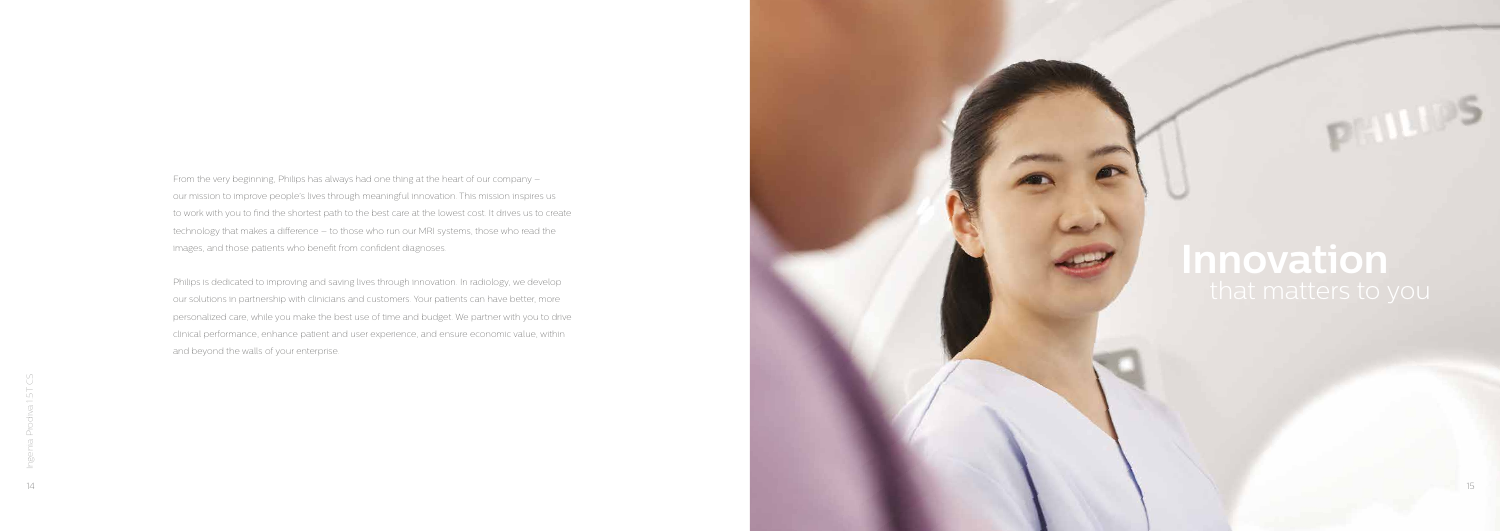# Innovation

## that matters to you

From the very beginning, Philips has always had one thing at the heart of our company – our mission to improve people's lives through meaningful innovation. This mission inspires us to work with you to find the shortest path to the best care at the lowest cost. It drives us to create technology that makes a difference – to those who run our MRI systems, those who read the images, and those patients who benefit from confident diagnoses.

Philips is dedicated to improving and saving lives through innovation. In radiology, we develop our solutions in partnership with clinicians and customers. Your patients can have better, more personalized care, while you make the best use of time and budget. We partner with you to drive clinical performance, enhance patient and user experience, and ensure economic value, within and beyond the walls of your enterprise.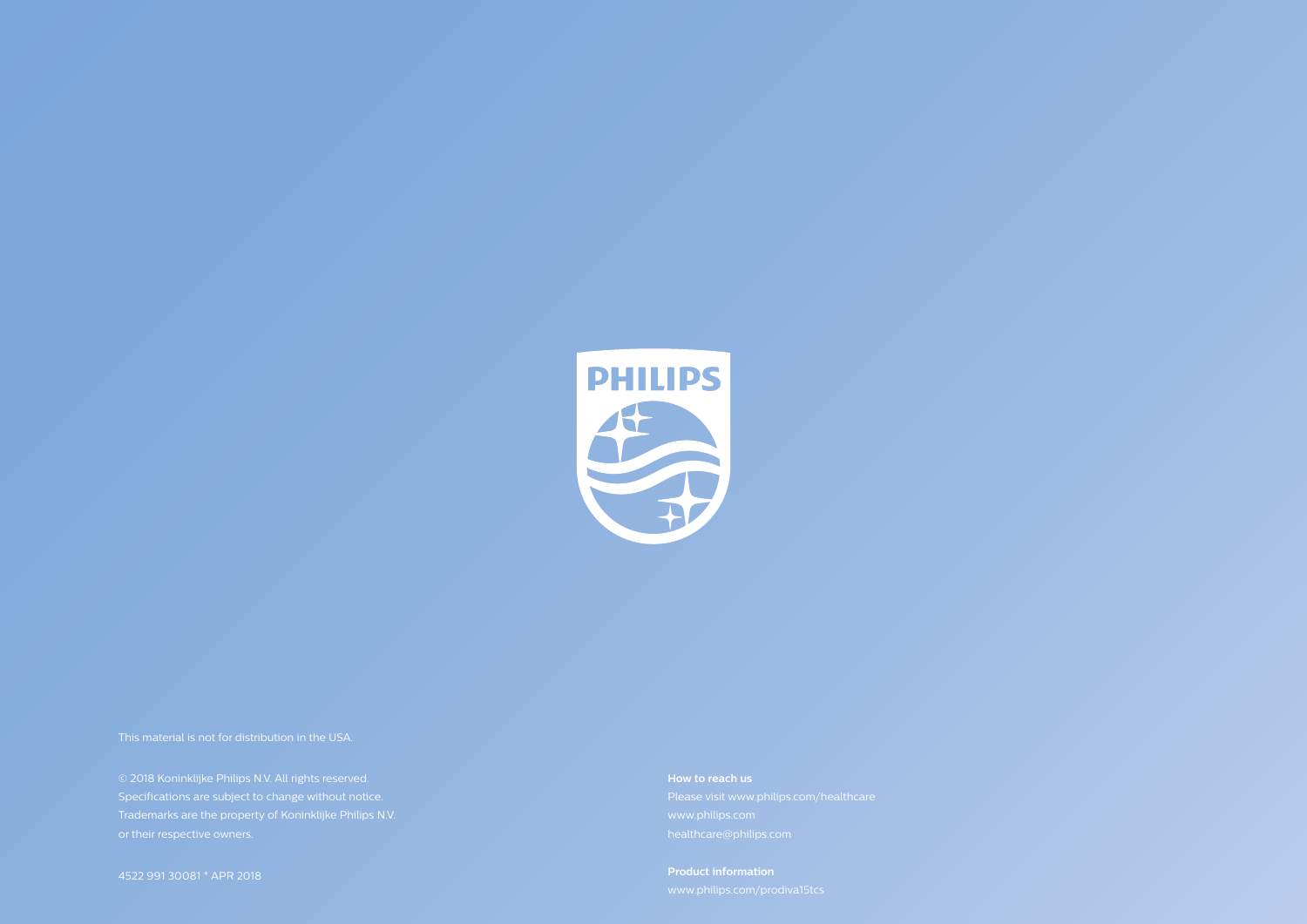This material is not for distribution in the USA.

© 2018 Koninklijke Philips N.V. All rights reserved.
Specifications are subject to change without notice.
Trademarks are the property of Koninklijke Philips N.V.
or their respective owners.

4522 991 30081 * APR 2018

**How to reach us**
Please visit www.philips.com/healthcare
www.philips.com
healthcare@philips.com

**Product information**
www.philips.com/prodiva15tcs